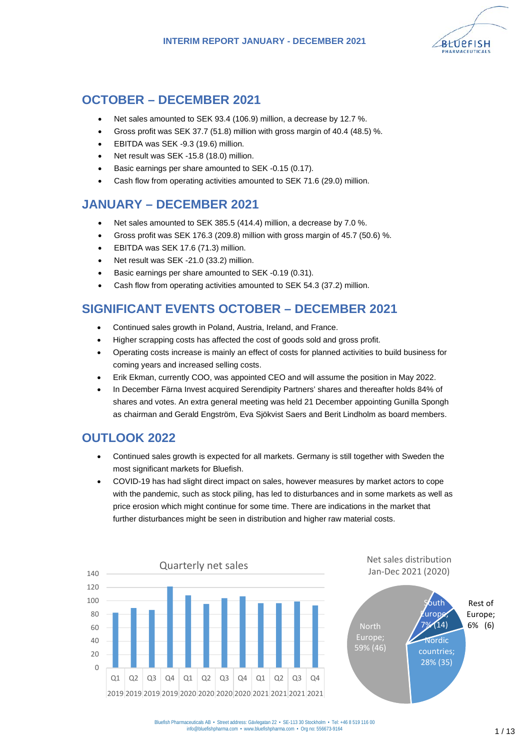## OCTOBER – DECEMBER 2021

- Net sales amounted to SEK 93.4 (106.9) million, a decrease by 12.7 %.
- Gross profit was SEK 37.7 (51.8) million with gross margin of 40.4 (48.5) %.
- EBITDA was SEK -9.3 (19.6) million.
- Net result was SEK -15.8 (18.0) million.
- Basic earnings per share amounted to SEK -0.15 (0.17).
- Cash flow from operating activities amounted to SEK 71.6 (29.0) million.

## JANUARY – DECEMBER 2021

- Net sales amounted to SEK 385.5 (414.4) million, a decrease by 7.0 %.
- Gross profit was SEK 176.3 (209.8) million with gross margin of 45.7 (50.6) %.
- EBITDA was SEK 17.6 (71.3) million.
- Net result was SEK -21.0 (33.2) million.
- Basic earnings per share amounted to SEK -0.19 (0.31).
- Cash flow from operating activities amounted to SEK 54.3 (37.2) million.

## SIGNIFICANT EVENTS OCTOBER – DECEMBER 2021

- Continued sales growth in Poland, Austria, Ireland, and France.
- Higher scrapping costs has affected the cost of goods sold and gross profit.
- Operating costs increase is mainly an effect of costs for planned activities to build business for coming years and increased selling costs.
- Erik Ekman, currently COO, was appointed CEO and will assume the position in May 2022.
- In December Färna Invest acquired Serendipity Partners' shares and thereafter holds 84% of shares and votes. An extra general meeting was held 21 December appointing Gunilla Spongh as chairman and Gerald Engström, Eva Sjökvist Saers and Berit Lindholm as board members.

## OUTLOOK 2022

- Continued sales growth is expected for all markets. Germany is still together with Sweden the most significant markets for Bluefish.
- COVID-19 has had slight direct impact on sales, however measures by market actors to cope with the pandemic, such as stock piling, has led to disturbances and in some markets as well as price erosion which might continue for some time. There are indications in the market that further disturbances might be seen in distribution and higher raw material costs.

Quarterly net sales

Net sales distribution Jan-Dec 2021 (2020)

North Europe; 59% (46) · Nordic countries; 28% (35) · South Europe; 7% (14) · Rest of Europe; 6% (6)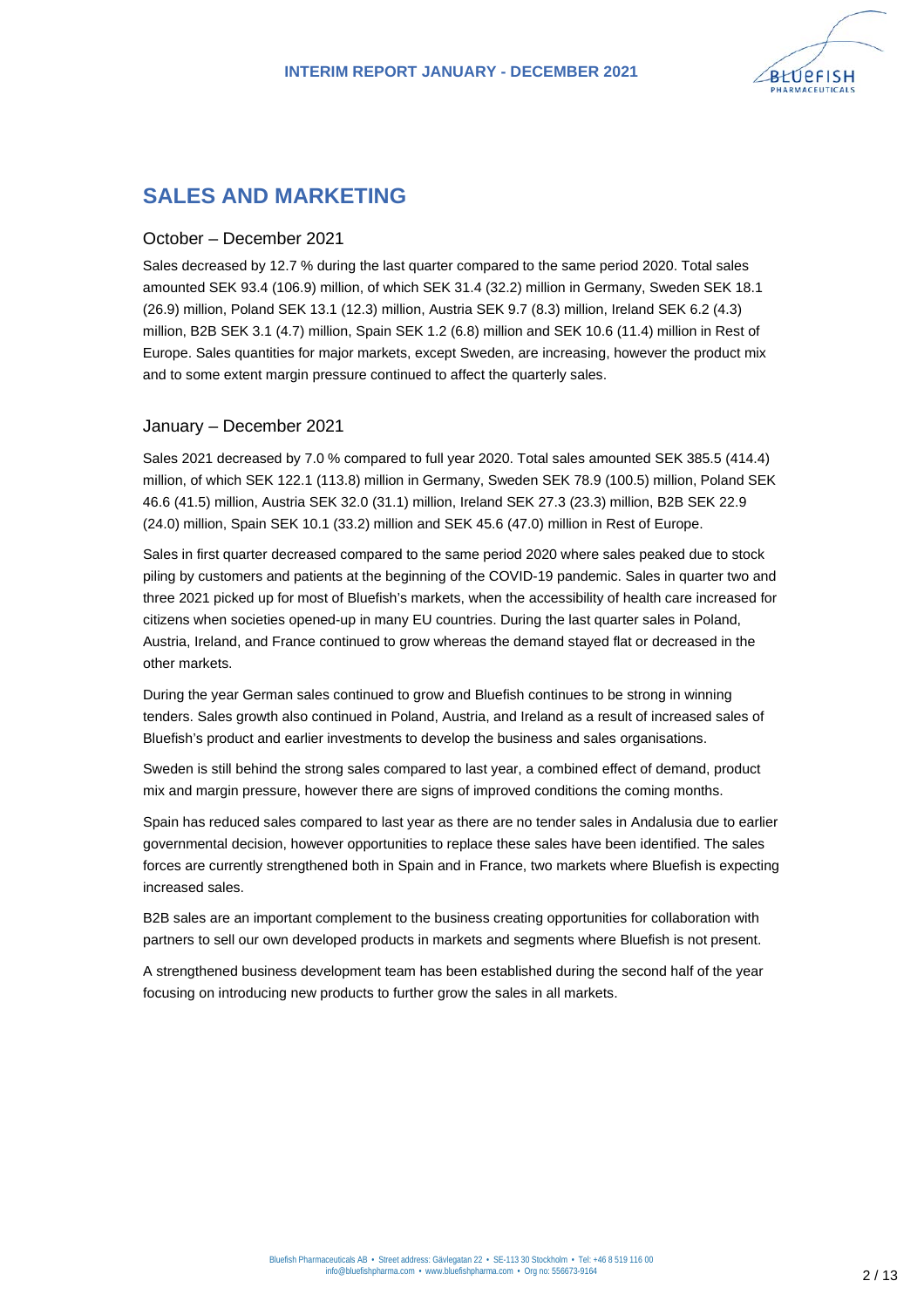# SALES AND MARKETING

## October – December 2021

Sales decreased by 12.7 % during the last quarter compared to the same period 2020. Total sales amounted SEK 93.4 (106.9) million, of which SEK 31.4 (32.2) million in Germany, Sweden SEK 18.1 (26.9) million, Poland SEK 13.1 (12.3) million, Austria SEK 9.7 (8.3) million, Ireland SEK 6.2 (4.3) million, B2B SEK 3.1 (4.7) million, Spain SEK 1.2 (6.8) million and SEK 10.6 (11.4) million in Rest of Europe. Sales quantities for major markets, except Sweden, are increasing, however the product mix and to some extent margin pressure continued to affect the quarterly sales.

## January – December 2021

Sales 2021 decreased by 7.0 % compared to full year 2020. Total sales amounted SEK 385.5 (414.4) million, of which SEK 122.1 (113.8) million in Germany, Sweden SEK 78.9 (100.5) million, Poland SEK 46.6 (41.5) million, Austria SEK 32.0 (31.1) million, Ireland SEK 27.3 (23.3) million, B2B SEK 22.9 (24.0) million, Spain SEK 10.1 (33.2) million and SEK 45.6 (47.0) million in Rest of Europe.

Sales in first quarter decreased compared to the same period 2020 where sales peaked due to stock piling by customers and patients at the beginning of the COVID-19 pandemic. Sales in quarter two and three 2021 picked up for most of Bluefish's markets, when the accessibility of health care increased for citizens when societies opened-up in many EU countries. During the last quarter sales in Poland, Austria, Ireland, and France continued to grow whereas the demand stayed flat or decreased in the other markets.

During the year German sales continued to grow and Bluefish continues to be strong in winning tenders. Sales growth also continued in Poland, Austria, and Ireland as a result of increased sales of Bluefish's product and earlier investments to develop the business and sales organisations.

Sweden is still behind the strong sales compared to last year, a combined effect of demand, product mix and margin pressure, however there are signs of improved conditions the coming months.

Spain has reduced sales compared to last year as there are no tender sales in Andalusia due to earlier governmental decision, however opportunities to replace these sales have been identified. The sales forces are currently strengthened both in Spain and in France, two markets where Bluefish is expecting increased sales.

B2B sales are an important complement to the business creating opportunities for collaboration with partners to sell our own developed products in markets and segments where Bluefish is not present.

A strengthened business development team has been established during the second half of the year focusing on introducing new products to further grow the sales in all markets.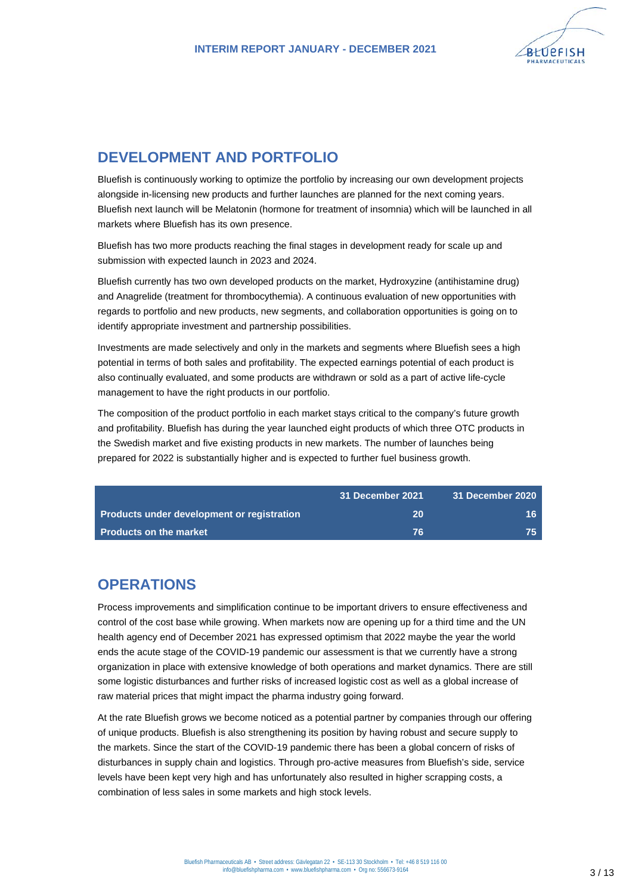## DEVELOPMENT AND PORTFOLIO

Bluefish is continuously working to optimize the portfolio by increasing our own development projects alongside in-licensing new products and further launches are planned for the next coming years. Bluefish next launch will be Melatonin (hormone for treatment of insomnia) which will be launched in all markets where Bluefish has its own presence.

Bluefish has two more products reaching the final stages in development ready for scale up and submission with expected launch in 2023 and 2024.

Bluefish currently has two own developed products on the market, Hydroxyzine (antihistamine drug) and Anagrelide (treatment for thrombocythemia). A continuous evaluation of new opportunities with regards to portfolio and new products, new segments, and collaboration opportunities is going on to identify appropriate investment and partnership possibilities.

Investments are made selectively and only in the markets and segments where Bluefish sees a high potential in terms of both sales and profitability. The expected earnings potential of each product is also continually evaluated, and some products are withdrawn or sold as a part of active life-cycle management to have the right products in our portfolio.

The composition of the product portfolio in each market stays critical to the company's future growth and profitability. Bluefish has during the year launched eight products of which three OTC products in the Swedish market and five existing products in new markets. The number of launches being prepared for 2022 is substantially higher and is expected to further fuel business growth.

| | 31 December 2021 | 31 December 2020 |
|---|---|---|
| **Products under development or registration** | 20 | 16 |
| **Products on the market** | 76 | 75 |

## OPERATIONS

Process improvements and simplification continue to be important drivers to ensure effectiveness and control of the cost base while growing. When markets now are opening up for a third time and the UN health agency end of December 2021 has expressed optimism that 2022 maybe the year the world ends the acute stage of the COVID-19 pandemic our assessment is that we currently have a strong organization in place with extensive knowledge of both operations and market dynamics. There are still some logistic disturbances and further risks of increased logistic cost as well as a global increase of raw material prices that might impact the pharma industry going forward.

At the rate Bluefish grows we become noticed as a potential partner by companies through our offering of unique products. Bluefish is also strengthening its position by having robust and secure supply to the markets. Since the start of the COVID-19 pandemic there has been a global concern of risks of disturbances in supply chain and logistics. Through pro-active measures from Bluefish's side, service levels have been kept very high and has unfortunately also resulted in higher scrapping costs, a combination of less sales in some markets and high stock levels.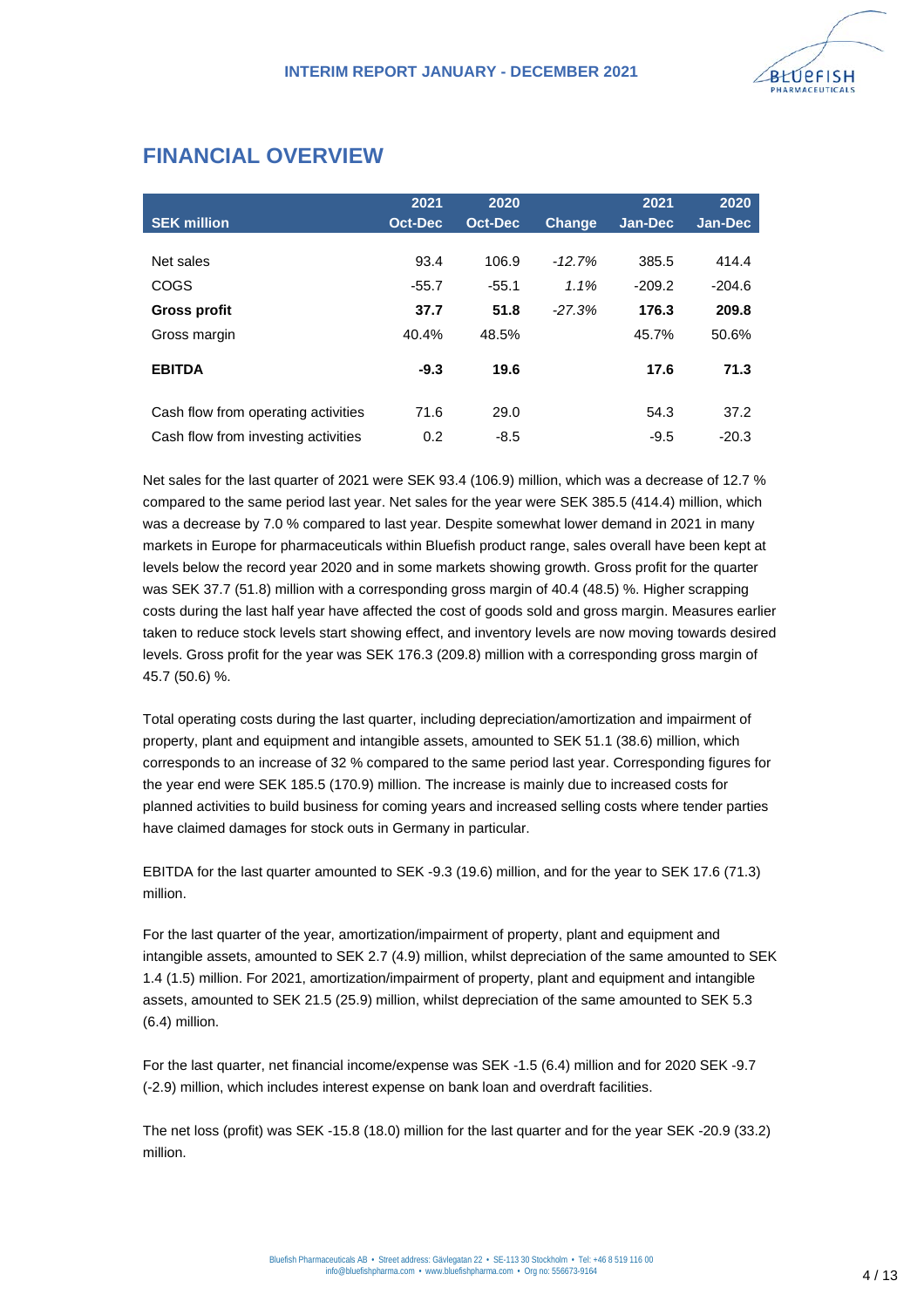## FINANCIAL OVERVIEW

| SEK million | 2021 Oct-Dec | 2020 Oct-Dec | Change | 2021 Jan-Dec | 2020 Jan-Dec |
|---|---|---|---|---|---|
| Net sales | 93.4 | 106.9 | *-12.7%* | 385.5 | 414.4 |
| COGS | -55.7 | -55.1 | *1.1%* | -209.2 | -204.6 |
| **Gross profit** | **37.7** | **51.8** | *-27.3%* | **176.3** | **209.8** |
| Gross margin | 40.4% | 48.5% | | 45.7% | 50.6% |
| **EBITDA** | **-9.3** | **19.6** | | **17.6** | **71.3** |
| Cash flow from operating activities | 71.6 | 29.0 | | 54.3 | 37.2 |
| Cash flow from investing activities | 0.2 | -8.5 | | -9.5 | -20.3 |

Net sales for the last quarter of 2021 were SEK 93.4 (106.9) million, which was a decrease of 12.7 % compared to the same period last year. Net sales for the year were SEK 385.5 (414.4) million, which was a decrease by 7.0 % compared to last year. Despite somewhat lower demand in 2021 in many markets in Europe for pharmaceuticals within Bluefish product range, sales overall have been kept at levels below the record year 2020 and in some markets showing growth. Gross profit for the quarter was SEK 37.7 (51.8) million with a corresponding gross margin of 40.4 (48.5) %. Higher scrapping costs during the last half year have affected the cost of goods sold and gross margin. Measures earlier taken to reduce stock levels start showing effect, and inventory levels are now moving towards desired levels. Gross profit for the year was SEK 176.3 (209.8) million with a corresponding gross margin of 45.7 (50.6) %.

Total operating costs during the last quarter, including depreciation/amortization and impairment of property, plant and equipment and intangible assets, amounted to SEK 51.1 (38.6) million, which corresponds to an increase of 32 % compared to the same period last year. Corresponding figures for the year end were SEK 185.5 (170.9) million. The increase is mainly due to increased costs for planned activities to build business for coming years and increased selling costs where tender parties have claimed damages for stock outs in Germany in particular.

EBITDA for the last quarter amounted to SEK -9.3 (19.6) million, and for the year to SEK 17.6 (71.3) million.

For the last quarter of the year, amortization/impairment of property, plant and equipment and intangible assets, amounted to SEK 2.7 (4.9) million, whilst depreciation of the same amounted to SEK 1.4 (1.5) million. For 2021, amortization/impairment of property, plant and equipment and intangible assets, amounted to SEK 21.5 (25.9) million, whilst depreciation of the same amounted to SEK 5.3 (6.4) million.

For the last quarter, net financial income/expense was SEK -1.5 (6.4) million and for 2020 SEK -9.7 (-2.9) million, which includes interest expense on bank loan and overdraft facilities.

The net loss (profit) was SEK -15.8 (18.0) million for the last quarter and for the year SEK -20.9 (33.2) million.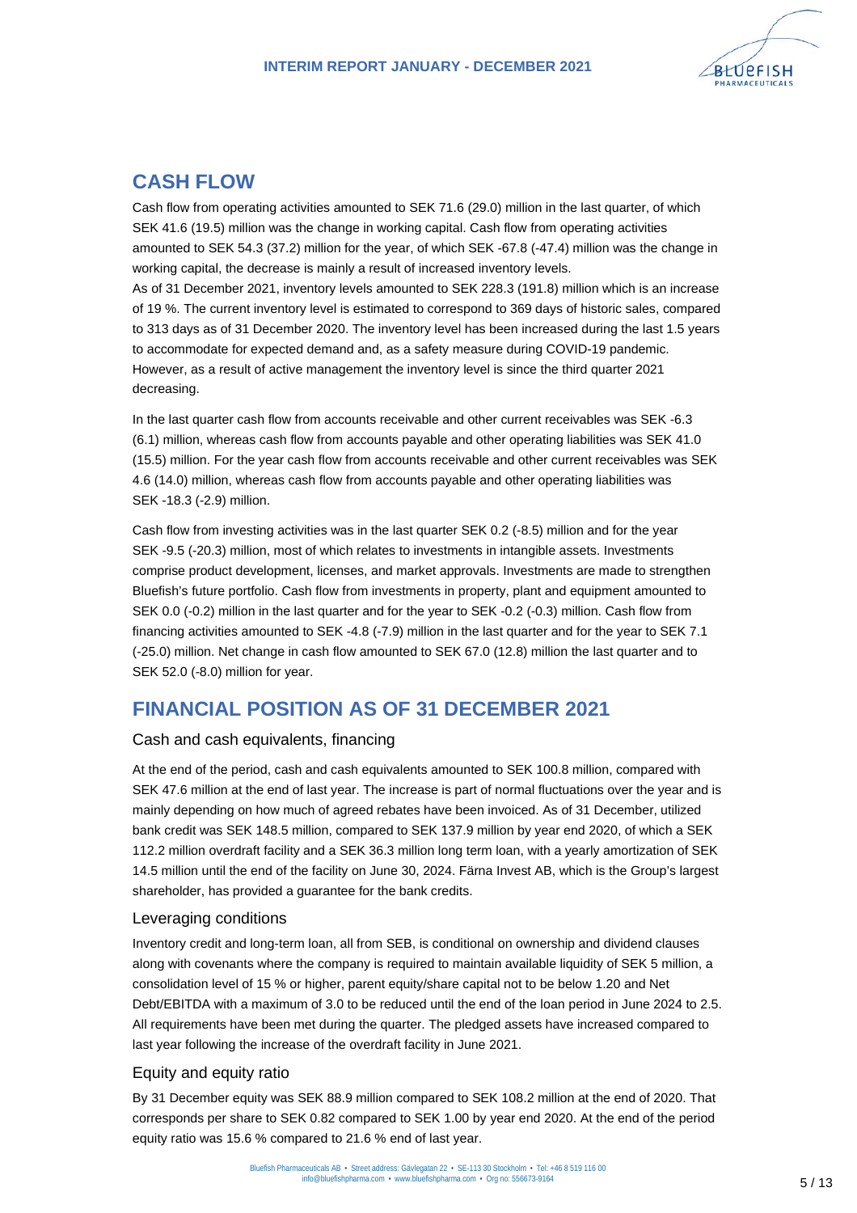## CASH FLOW

Cash flow from operating activities amounted to SEK 71.6 (29.0) million in the last quarter, of which SEK 41.6 (19.5) million was the change in working capital. Cash flow from operating activities amounted to SEK 54.3 (37.2) million for the year, of which SEK -67.8 (-47.4) million was the change in working capital, the decrease is mainly a result of increased inventory levels.
As of 31 December 2021, inventory levels amounted to SEK 228.3 (191.8) million which is an increase of 19 %. The current inventory level is estimated to correspond to 369 days of historic sales, compared to 313 days as of 31 December 2020. The inventory level has been increased during the last 1.5 years to accommodate for expected demand and, as a safety measure during COVID-19 pandemic. However, as a result of active management the inventory level is since the third quarter 2021 decreasing.

In the last quarter cash flow from accounts receivable and other current receivables was SEK -6.3 (6.1) million, whereas cash flow from accounts payable and other operating liabilities was SEK 41.0 (15.5) million. For the year cash flow from accounts receivable and other current receivables was SEK 4.6 (14.0) million, whereas cash flow from accounts payable and other operating liabilities was SEK -18.3 (-2.9) million.

Cash flow from investing activities was in the last quarter SEK 0.2 (-8.5) million and for the year SEK -9.5 (-20.3) million, most of which relates to investments in intangible assets. Investments comprise product development, licenses, and market approvals. Investments are made to strengthen Bluefish's future portfolio. Cash flow from investments in property, plant and equipment amounted to SEK 0.0 (-0.2) million in the last quarter and for the year to SEK -0.2 (-0.3) million. Cash flow from financing activities amounted to SEK -4.8 (-7.9) million in the last quarter and for the year to SEK 7.1 (-25.0) million. Net change in cash flow amounted to SEK 67.0 (12.8) million the last quarter and to SEK 52.0 (-8.0) million for year.

## FINANCIAL POSITION AS OF 31 DECEMBER 2021

### Cash and cash equivalents, financing

At the end of the period, cash and cash equivalents amounted to SEK 100.8 million, compared with SEK 47.6 million at the end of last year. The increase is part of normal fluctuations over the year and is mainly depending on how much of agreed rebates have been invoiced. As of 31 December, utilized bank credit was SEK 148.5 million, compared to SEK 137.9 million by year end 2020, of which a SEK 112.2 million overdraft facility and a SEK 36.3 million long term loan, with a yearly amortization of SEK 14.5 million until the end of the facility on June 30, 2024. Färna Invest AB, which is the Group's largest shareholder, has provided a guarantee for the bank credits.

### Leveraging conditions

Inventory credit and long-term loan, all from SEB, is conditional on ownership and dividend clauses along with covenants where the company is required to maintain available liquidity of SEK 5 million, a consolidation level of 15 % or higher, parent equity/share capital not to be below 1.20 and Net Debt/EBITDA with a maximum of 3.0 to be reduced until the end of the loan period in June 2024 to 2.5. All requirements have been met during the quarter. The pledged assets have increased compared to last year following the increase of the overdraft facility in June 2021.

### Equity and equity ratio

By 31 December equity was SEK 88.9 million compared to SEK 108.2 million at the end of 2020. That corresponds per share to SEK 0.82 compared to SEK 1.00 by year end 2020. At the end of the period equity ratio was 15.6 % compared to 21.6 % end of last year.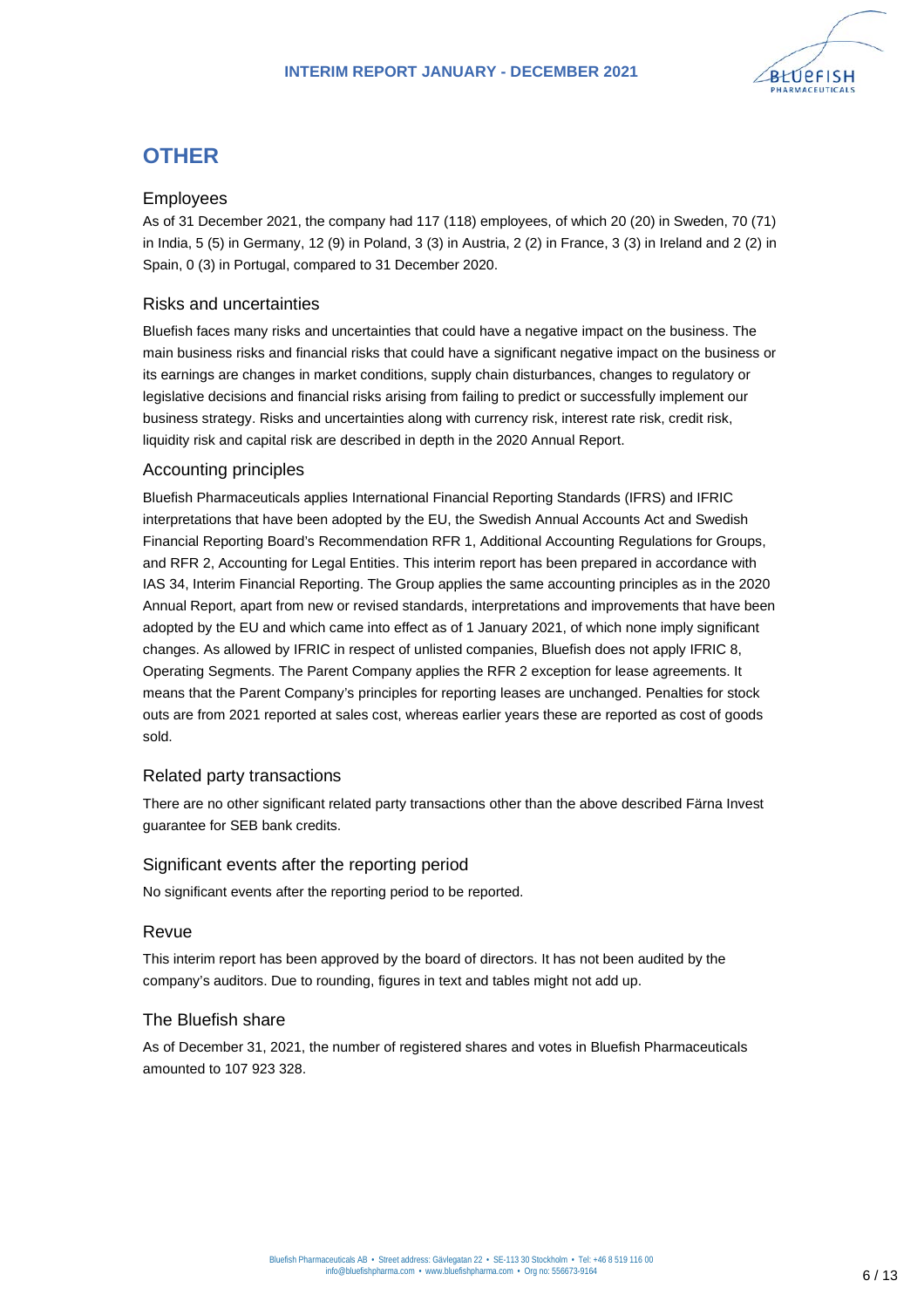# OTHER

## Employees

As of 31 December 2021, the company had 117 (118) employees, of which 20 (20) in Sweden, 70 (71) in India, 5 (5) in Germany, 12 (9) in Poland, 3 (3) in Austria, 2 (2) in France, 3 (3) in Ireland and 2 (2) in Spain, 0 (3) in Portugal, compared to 31 December 2020.

## Risks and uncertainties

Bluefish faces many risks and uncertainties that could have a negative impact on the business. The main business risks and financial risks that could have a significant negative impact on the business or its earnings are changes in market conditions, supply chain disturbances, changes to regulatory or legislative decisions and financial risks arising from failing to predict or successfully implement our business strategy. Risks and uncertainties along with currency risk, interest rate risk, credit risk, liquidity risk and capital risk are described in depth in the 2020 Annual Report.

## Accounting principles

Bluefish Pharmaceuticals applies International Financial Reporting Standards (IFRS) and IFRIC interpretations that have been adopted by the EU, the Swedish Annual Accounts Act and Swedish Financial Reporting Board's Recommendation RFR 1, Additional Accounting Regulations for Groups, and RFR 2, Accounting for Legal Entities. This interim report has been prepared in accordance with IAS 34, Interim Financial Reporting. The Group applies the same accounting principles as in the 2020 Annual Report, apart from new or revised standards, interpretations and improvements that have been adopted by the EU and which came into effect as of 1 January 2021, of which none imply significant changes. As allowed by IFRIC in respect of unlisted companies, Bluefish does not apply IFRIC 8, Operating Segments. The Parent Company applies the RFR 2 exception for lease agreements. It means that the Parent Company's principles for reporting leases are unchanged. Penalties for stock outs are from 2021 reported at sales cost, whereas earlier years these are reported as cost of goods sold.

## Related party transactions

There are no other significant related party transactions other than the above described Färna Invest guarantee for SEB bank credits.

## Significant events after the reporting period

No significant events after the reporting period to be reported.

## Revue

This interim report has been approved by the board of directors. It has not been audited by the company's auditors. Due to rounding, figures in text and tables might not add up.

## The Bluefish share

As of December 31, 2021, the number of registered shares and votes in Bluefish Pharmaceuticals amounted to 107 923 328.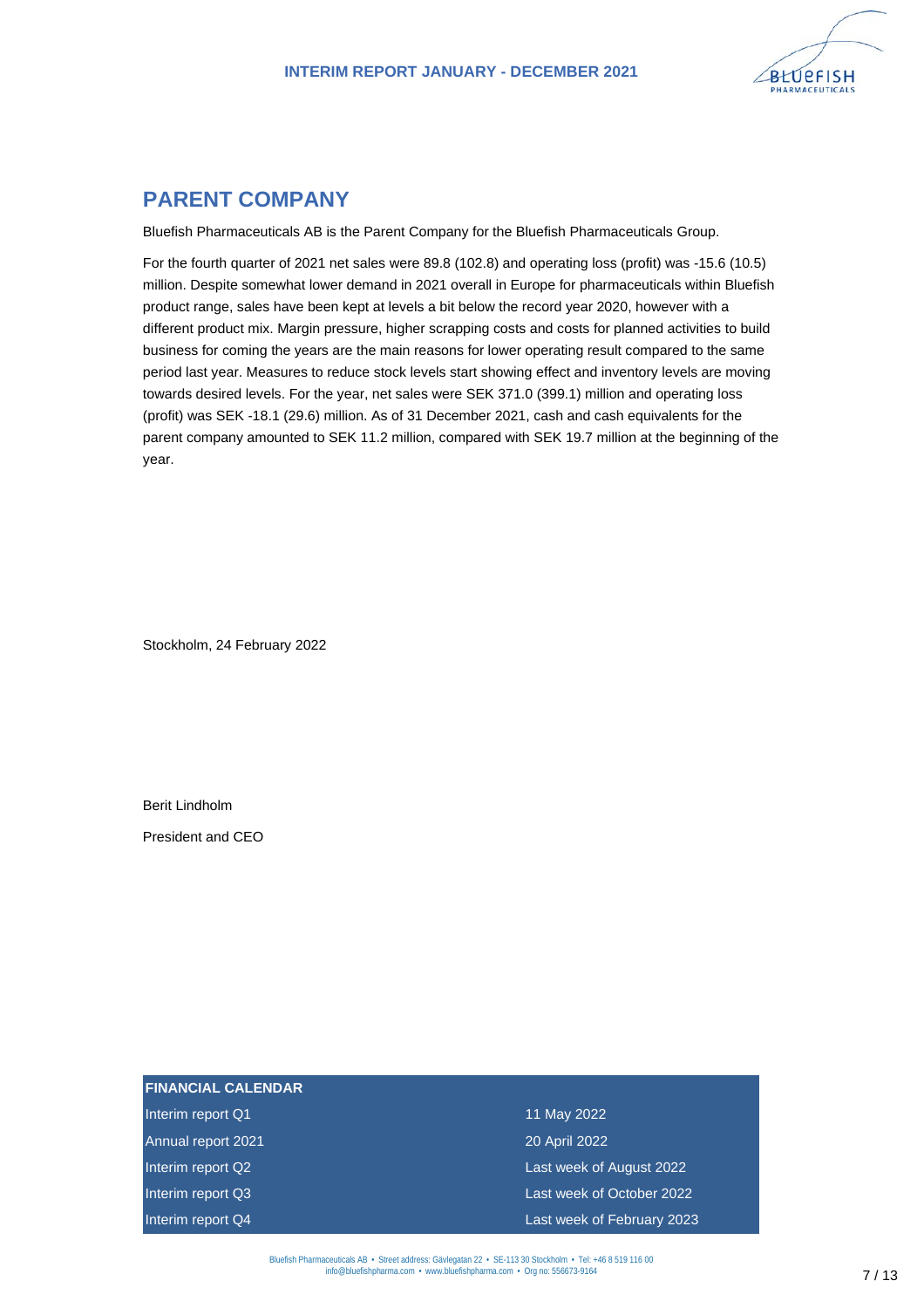## PARENT COMPANY

Bluefish Pharmaceuticals AB is the Parent Company for the Bluefish Pharmaceuticals Group.

For the fourth quarter of 2021 net sales were 89.8 (102.8) and operating loss (profit) was -15.6 (10.5) million. Despite somewhat lower demand in 2021 overall in Europe for pharmaceuticals within Bluefish product range, sales have been kept at levels a bit below the record year 2020, however with a different product mix. Margin pressure, higher scrapping costs and costs for planned activities to build business for coming the years are the main reasons for lower operating result compared to the same period last year. Measures to reduce stock levels start showing effect and inventory levels are moving towards desired levels. For the year, net sales were SEK 371.0 (399.1) million and operating loss (profit) was SEK -18.1 (29.6) million. As of 31 December 2021, cash and cash equivalents for the parent company amounted to SEK 11.2 million, compared with SEK 19.7 million at the beginning of the year.

Stockholm, 24 February 2022

Berit Lindholm

President and CEO

| FINANCIAL CALENDAR | |
|---|---|
| Interim report Q1 | 11 May 2022 |
| Annual report 2021 | 20 April 2022 |
| Interim report Q2 | Last week of August 2022 |
| Interim report Q3 | Last week of October 2022 |
| Interim report Q4 | Last week of February 2023 |

Bluefish Pharmaceuticals AB • Street address: Gävlegatan 22 • SE-113 30 Stockholm • Tel: +46 8 519 116 00
info@bluefishpharma.com • www.bluefishpharma.com • Org no: 556673-9164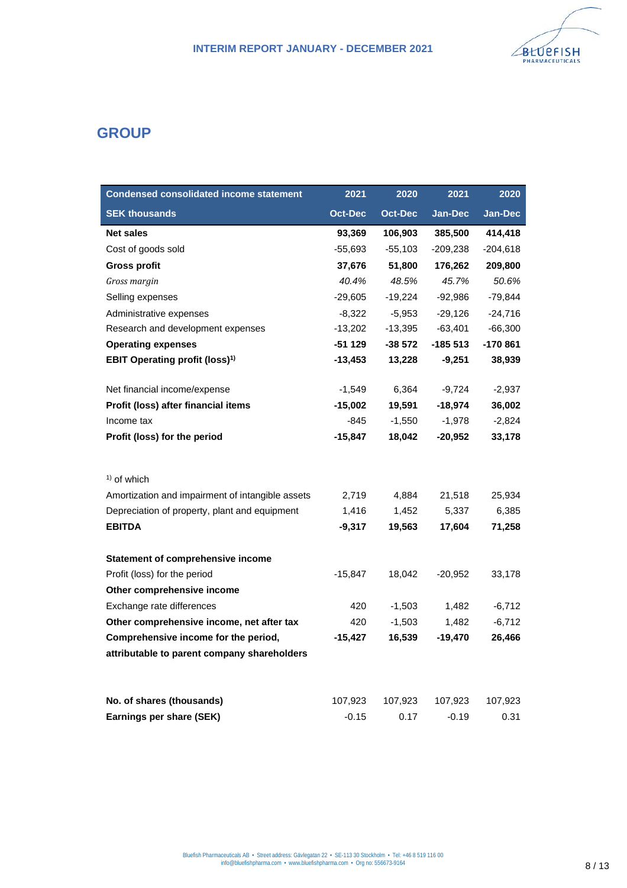## GROUP

| Condensed consolidated income statement | 2021 | 2020 | 2021 | 2020 |
|---|---|---|---|---|
| **SEK thousands** | **Oct-Dec** | **Oct-Dec** | **Jan-Dec** | **Jan-Dec** |
| **Net sales** | **93,369** | **106,903** | **385,500** | **414,418** |
| Cost of goods sold | -55,693 | -55,103 | -209,238 | -204,618 |
| **Gross profit** | **37,676** | **51,800** | **176,262** | **209,800** |
| *Gross margin* | *40.4%* | *48.5%* | *45.7%* | *50.6%* |
| Selling expenses | -29,605 | -19,224 | -92,986 | -79,844 |
| Administrative expenses | -8,322 | -5,953 | -29,126 | -24,716 |
| Research and development expenses | -13,202 | -13,395 | -63,401 | -66,300 |
| **Operating expenses** | **-51 129** | **-38 572** | **-185 513** | **-170 861** |
| **EBIT Operating profit (loss)[1)]** | **-13,453** | **13,228** | **-9,251** | **38,939** |
| | | | | |
| Net financial income/expense | -1,549 | 6,364 | -9,724 | -2,937 |
| **Profit (loss) after financial items** | **-15,002** | **19,591** | **-18,974** | **36,002** |
| Income tax | -845 | -1,550 | -1,978 | -2,824 |
| **Profit (loss) for the period** | **-15,847** | **18,042** | **-20,952** | **33,178** |
| | | | | |
| [1)] of which | | | | |
| Amortization and impairment of intangible assets | 2,719 | 4,884 | 21,518 | 25,934 |
| Depreciation of property, plant and equipment | 1,416 | 1,452 | 5,337 | 6,385 |
| **EBITDA** | **-9,317** | **19,563** | **17,604** | **71,258** |
| | | | | |
| **Statement of comprehensive income** | | | | |
| Profit (loss) for the period | -15,847 | 18,042 | -20,952 | 33,178 |
| **Other comprehensive income** | | | | |
| Exchange rate differences | 420 | -1,503 | 1,482 | -6,712 |
| **Other comprehensive income, net after tax** | 420 | -1,503 | 1,482 | -6,712 |
| **Comprehensive income for the period, attributable to parent company shareholders** | **-15,427** | **16,539** | **-19,470** | **26,466** |
| | | | | |
| **No. of shares (thousands)** | 107,923 | 107,923 | 107,923 | 107,923 |
| **Earnings per share (SEK)** | -0.15 | 0.17 | -0.19 | 0.31 |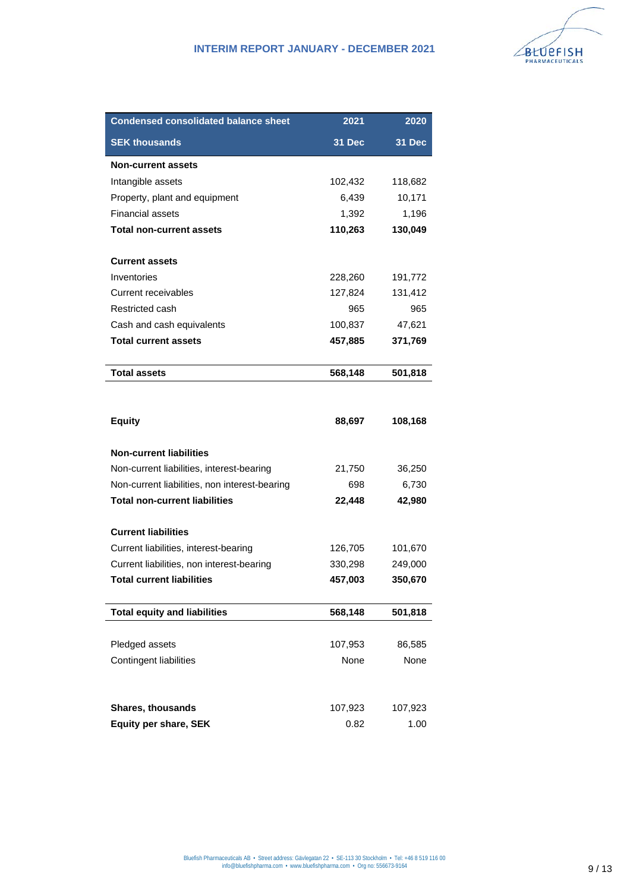| Condensed consolidated balance sheet | 2021 | 2020 |
|---|---|---|
| **SEK thousands** | **31 Dec** | **31 Dec** |
| **Non-current assets** | | |
| Intangible assets | 102,432 | 118,682 |
| Property, plant and equipment | 6,439 | 10,171 |
| Financial assets | 1,392 | 1,196 |
| **Total non-current assets** | **110,263** | **130,049** |
| | | |
| **Current assets** | | |
| Inventories | 228,260 | 191,772 |
| Current receivables | 127,824 | 131,412 |
| Restricted cash | 965 | 965 |
| Cash and cash equivalents | 100,837 | 47,621 |
| **Total current assets** | **457,885** | **371,769** |
| | | |
| **Total assets** | **568,148** | **501,818** |
| | | |
| **Equity** | **88,697** | **108,168** |
| | | |
| **Non-current liabilities** | | |
| Non-current liabilities, interest-bearing | 21,750 | 36,250 |
| Non-current liabilities, non interest-bearing | 698 | 6,730 |
| **Total non-current liabilities** | **22,448** | **42,980** |
| | | |
| **Current liabilities** | | |
| Current liabilities, interest-bearing | 126,705 | 101,670 |
| Current liabilities, non interest-bearing | 330,298 | 249,000 |
| **Total current liabilities** | **457,003** | **350,670** |
| | | |
| **Total equity and liabilities** | **568,148** | **501,818** |
| | | |
| Pledged assets | 107,953 | 86,585 |
| Contingent liabilities | None | None |
| | | |
| **Shares, thousands** | 107,923 | 107,923 |
| **Equity per share, SEK** | 0.82 | 1.00 |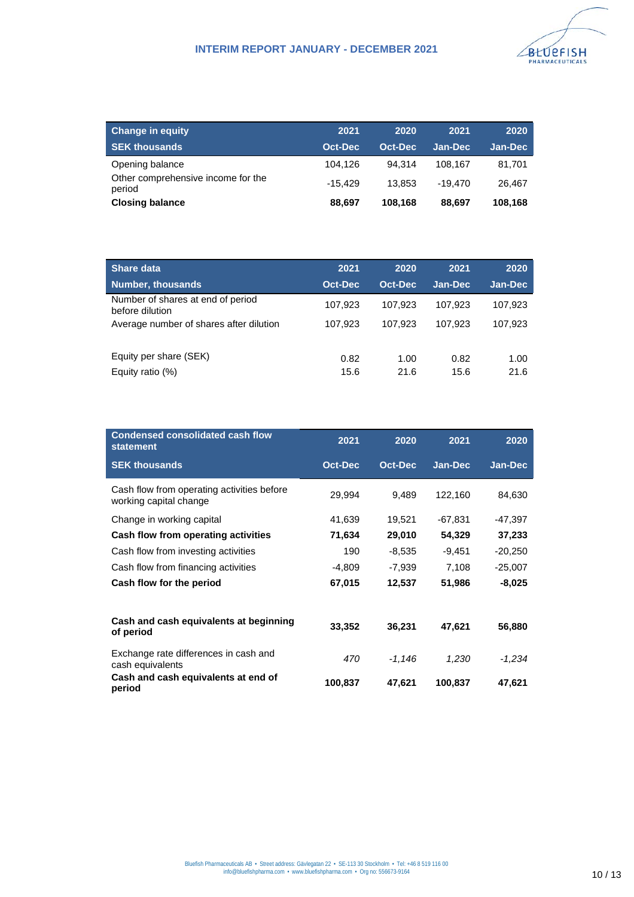| Change in equity | 2021 | 2020 | 2021 | 2020 |
|---|---|---|---|---|
| **SEK thousands** | **Oct-Dec** | **Oct-Dec** | **Jan-Dec** | **Jan-Dec** |
| Opening balance | 104,126 | 94,314 | 108,167 | 81,701 |
| Other comprehensive income for the period | -15,429 | 13,853 | -19,470 | 26,467 |
| **Closing balance** | **88,697** | **108,168** | **88,697** | **108,168** |

| Share data | 2021 | 2020 | 2021 | 2020 |
|---|---|---|---|---|
| **Number, thousands** | **Oct-Dec** | **Oct-Dec** | **Jan-Dec** | **Jan-Dec** |
| Number of shares at end of period before dilution | 107,923 | 107,923 | 107,923 | 107,923 |
| Average number of shares after dilution | 107,923 | 107,923 | 107,923 | 107,923 |
| | | | | |
| Equity per share (SEK) | 0.82 | 1.00 | 0.82 | 1.00 |
| Equity ratio (%) | 15.6 | 21.6 | 15.6 | 21.6 |

| Condensed consolidated cash flow statement | 2021 | 2020 | 2021 | 2020 |
|---|---|---|---|---|
| **SEK thousands** | **Oct-Dec** | **Oct-Dec** | **Jan-Dec** | **Jan-Dec** |
| Cash flow from operating activities before working capital change | 29,994 | 9,489 | 122,160 | 84,630 |
| Change in working capital | 41,639 | 19,521 | -67,831 | -47,397 |
| **Cash flow from operating activities** | **71,634** | **29,010** | **54,329** | **37,233** |
| Cash flow from investing activities | 190 | -8,535 | -9,451 | -20,250 |
| Cash flow from financing activities | -4,809 | -7,939 | 7,108 | -25,007 |
| **Cash flow for the period** | **67,015** | **12,537** | **51,986** | **-8,025** |
| | | | | |
| **Cash and cash equivalents at beginning of period** | **33,352** | **36,231** | **47,621** | **56,880** |
| Exchange rate differences in cash and cash equivalents | *470* | *-1,146* | *1,230* | *-1,234* |
| **Cash and cash equivalents at end of period** | **100,837** | **47,621** | **100,837** | **47,621** |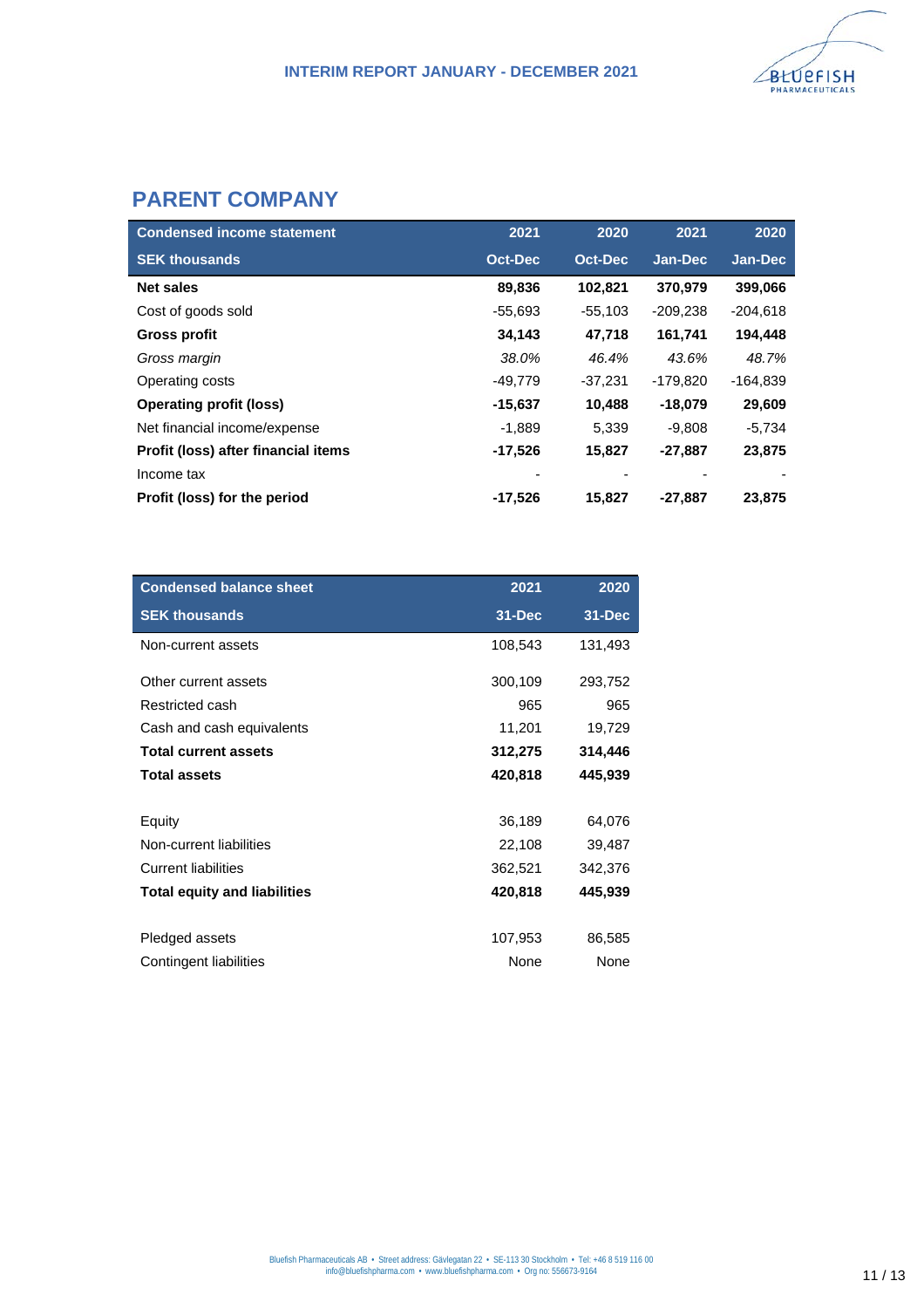## PARENT COMPANY

| Condensed income statement | 2021 | 2020 | 2021 | 2020 |
|---|---|---|---|---|
| **SEK thousands** | **Oct-Dec** | **Oct-Dec** | **Jan-Dec** | **Jan-Dec** |
| **Net sales** | **89,836** | **102,821** | **370,979** | **399,066** |
| Cost of goods sold | -55,693 | -55,103 | -209,238 | -204,618 |
| **Gross profit** | **34,143** | **47,718** | **161,741** | **194,448** |
| *Gross margin* | *38.0%* | *46.4%* | *43.6%* | *48.7%* |
| Operating costs | -49,779 | -37,231 | -179,820 | -164,839 |
| **Operating profit (loss)** | **-15,637** | **10,488** | **-18,079** | **29,609** |
| Net financial income/expense | -1,889 | 5,339 | -9,808 | -5,734 |
| **Profit (loss) after financial items** | **-17,526** | **15,827** | **-27,887** | **23,875** |
| Income tax | - | - | - | - |
| **Profit (loss) for the period** | **-17,526** | **15,827** | **-27,887** | **23,875** |

| Condensed balance sheet | 2021 | 2020 |
|---|---|---|
| **SEK thousands** | **31-Dec** | **31-Dec** |
| Non-current assets | 108,543 | 131,493 |
| Other current assets | 300,109 | 293,752 |
| Restricted cash | 965 | 965 |
| Cash and cash equivalents | 11,201 | 19,729 |
| **Total current assets** | **312,275** | **314,446** |
| **Total assets** | **420,818** | **445,939** |
| Equity | 36,189 | 64,076 |
| Non-current liabilities | 22,108 | 39,487 |
| Current liabilities | 362,521 | 342,376 |
| **Total equity and liabilities** | **420,818** | **445,939** |
| Pledged assets | 107,953 | 86,585 |
| Contingent liabilities | None | None |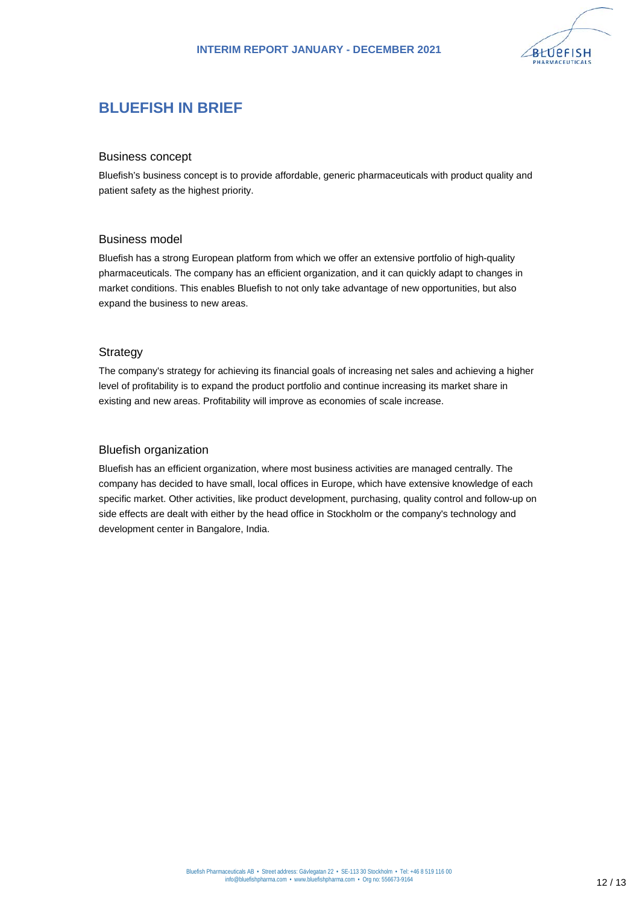# BLUEFISH IN BRIEF

## Business concept

Bluefish's business concept is to provide affordable, generic pharmaceuticals with product quality and patient safety as the highest priority.

## Business model

Bluefish has a strong European platform from which we offer an extensive portfolio of high-quality pharmaceuticals. The company has an efficient organization, and it can quickly adapt to changes in market conditions. This enables Bluefish to not only take advantage of new opportunities, but also expand the business to new areas.

## Strategy

The company's strategy for achieving its financial goals of increasing net sales and achieving a higher level of profitability is to expand the product portfolio and continue increasing its market share in existing and new areas. Profitability will improve as economies of scale increase.

## Bluefish organization

Bluefish has an efficient organization, where most business activities are managed centrally. The company has decided to have small, local offices in Europe, which have extensive knowledge of each specific market. Other activities, like product development, purchasing, quality control and follow-up on side effects are dealt with either by the head office in Stockholm or the company's technology and development center in Bangalore, India.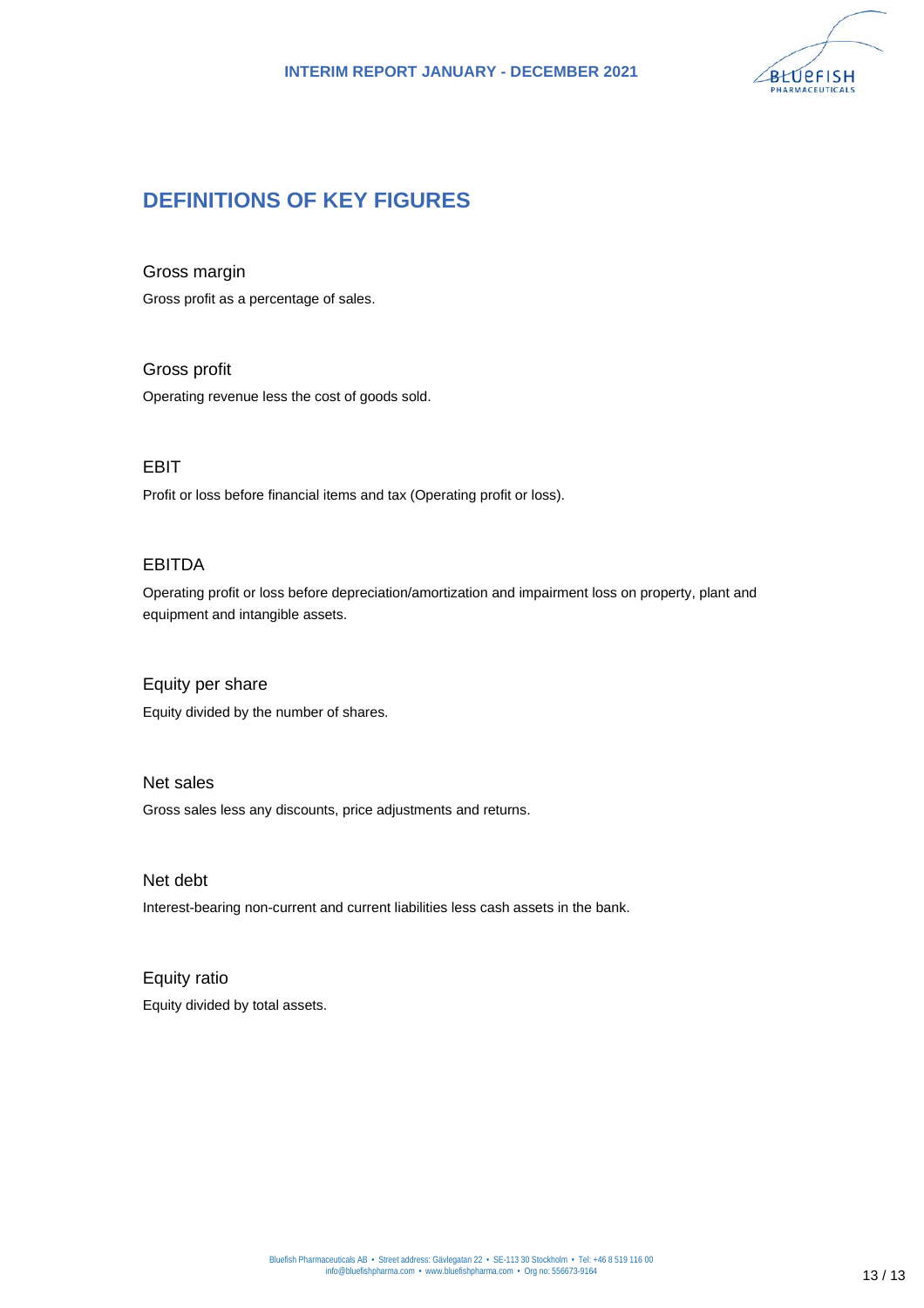# DEFINITIONS OF KEY FIGURES

### Gross margin

Gross profit as a percentage of sales.

### Gross profit

Operating revenue less the cost of goods sold.

### EBIT

Profit or loss before financial items and tax (Operating profit or loss).

### EBITDA

Operating profit or loss before depreciation/amortization and impairment loss on property, plant and equipment and intangible assets.

### Equity per share

Equity divided by the number of shares.

### Net sales

Gross sales less any discounts, price adjustments and returns.

### Net debt

Interest-bearing non-current and current liabilities less cash assets in the bank.

### Equity ratio

Equity divided by total assets.